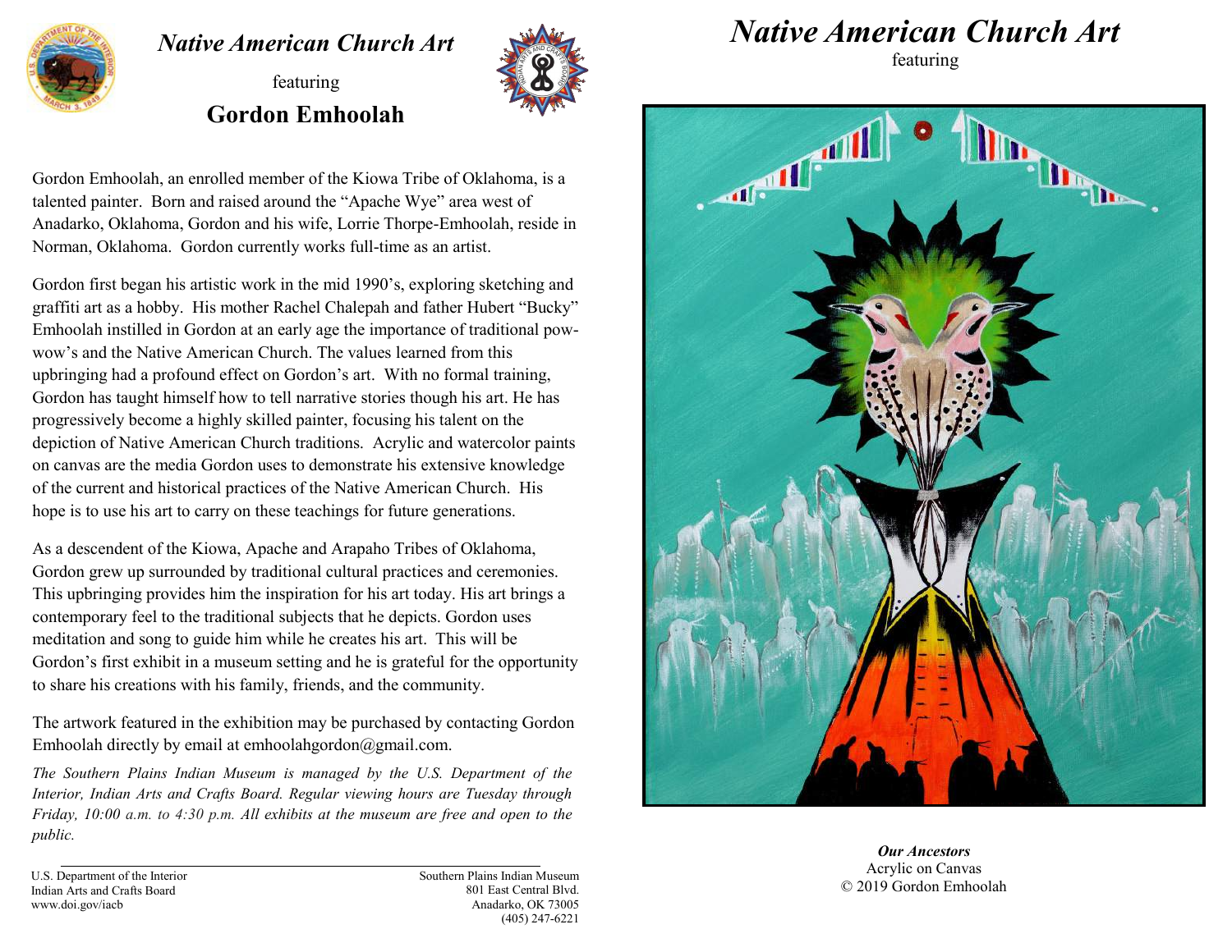# *Native American Church Art*

featuring

## Gordon Emhoolah

Gordon Emhoolah, an enrolled member of the Kiowa Tribe of Oklahoma, is a talented painter. Born and raised around the "Apache Wye" area west of Anadarko, Oklahoma, Gordon and his wife, Lorrie Thorpe-Emhoolah, reside in Norman, Oklahoma. Gordon currently works full-time as an artist.

Gordon first began his artistic work in the mid 1990's, exploring sketching and graffiti art as a hobby. His mother Rachel Chalepah and father Hubert "Bucky" Emhoolah instilled in Gordon at an early age the importance of traditional pow-wow's and the Native American Church. The values learned from this upbringing had a profound effect on Gordon's art. With no formal training, Gordon has taught himself how to tell narrative stories though his art. He has progressively become a highly skilled painter, focusing his talent on the depiction of Native American Church traditions. Acrylic and watercolor paints on canvas are the media Gordon uses to demonstrate his extensive knowledge of the current and historical practices of the Native American Church. His hope is to use his art to carry on these teachings for future generations.

As a descendent of the Kiowa, Apache and Arapaho Tribes of Oklahoma, Gordon grew up surrounded by traditional cultural practices and ceremonies. This upbringing provides him the inspiration for his art today. His art brings a contemporary feel to the traditional subjects that he depicts. Gordon uses meditation and song to guide him while he creates his art. This will be Gordon's first exhibit in a museum setting and he is grateful for the opportunity to share his creations with his family, friends, and the community.

The artwork featured in the exhibition may be purchased by contacting Gordon Emhoolah directly by email at emhoolahgordon@gmail.com.

*The Southern Plains Indian Museum is managed by the U.S. Department of the Interior, Indian Arts and Crafts Board. Regular viewing hours are Tuesday through Friday, 10:00 a.m. to 4:30 p.m. All exhibits at the museum are free and open to the public.*

U.S. Department of the Interior
Indian Arts and Crafts Board
www.doi.gov/iacb

Southern Plains Indian Museum
801 East Central Blvd.
Anadarko, OK 73005
(405) 247-6221

# *Native American Church Art*

featuring

***Our Ancestors***
Acrylic on Canvas
© 2019 Gordon Emhoolah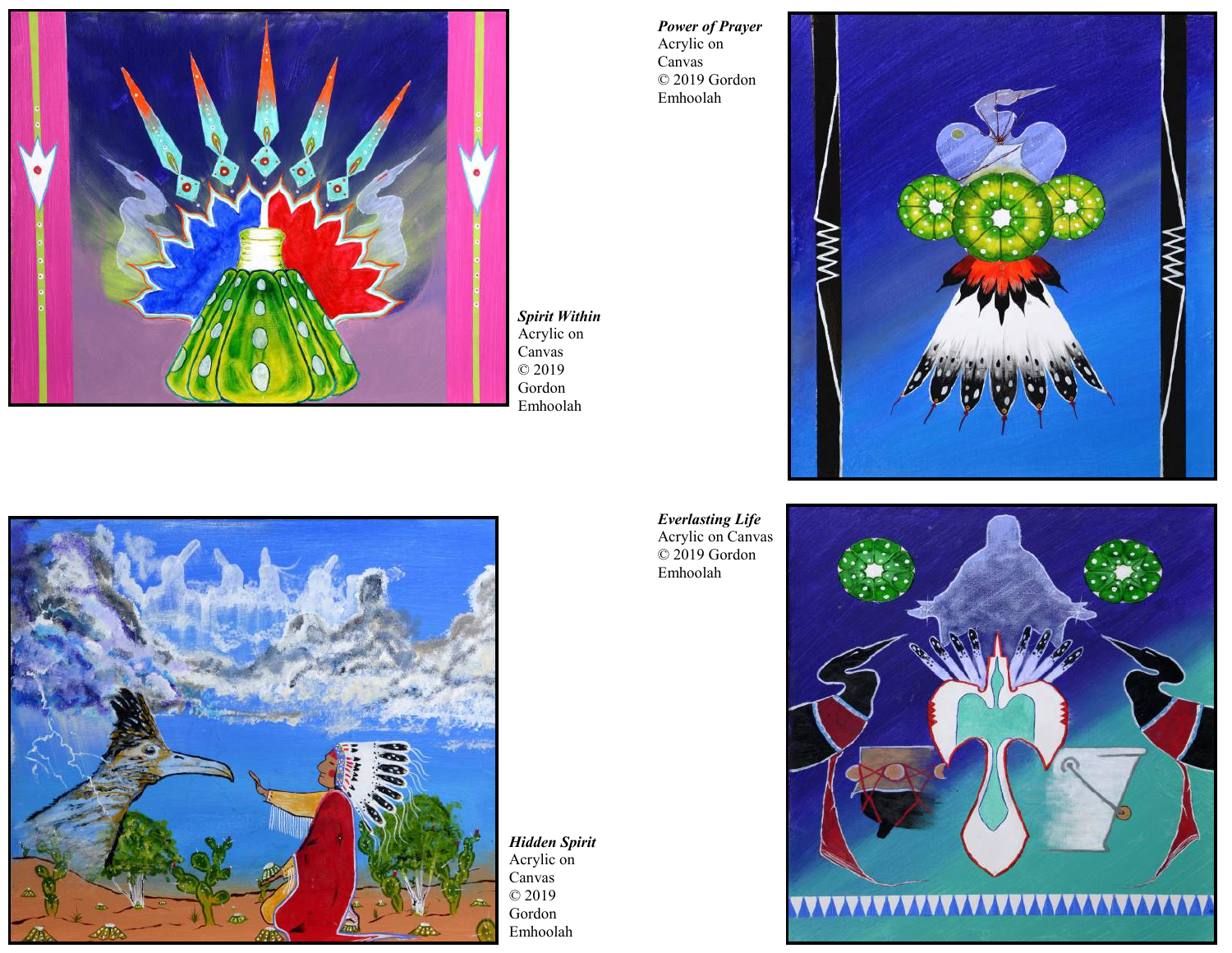***Spirit Within***
Acrylic on Canvas
© 2019 Gordon Emhoolah

***Power of Prayer***
Acrylic on Canvas
© 2019 Gordon Emhoolah

***Hidden Spirit***
Acrylic on Canvas
© 2019 Gordon Emhoolah

***Everlasting Life***
Acrylic on Canvas
© 2019 Gordon Emhoolah